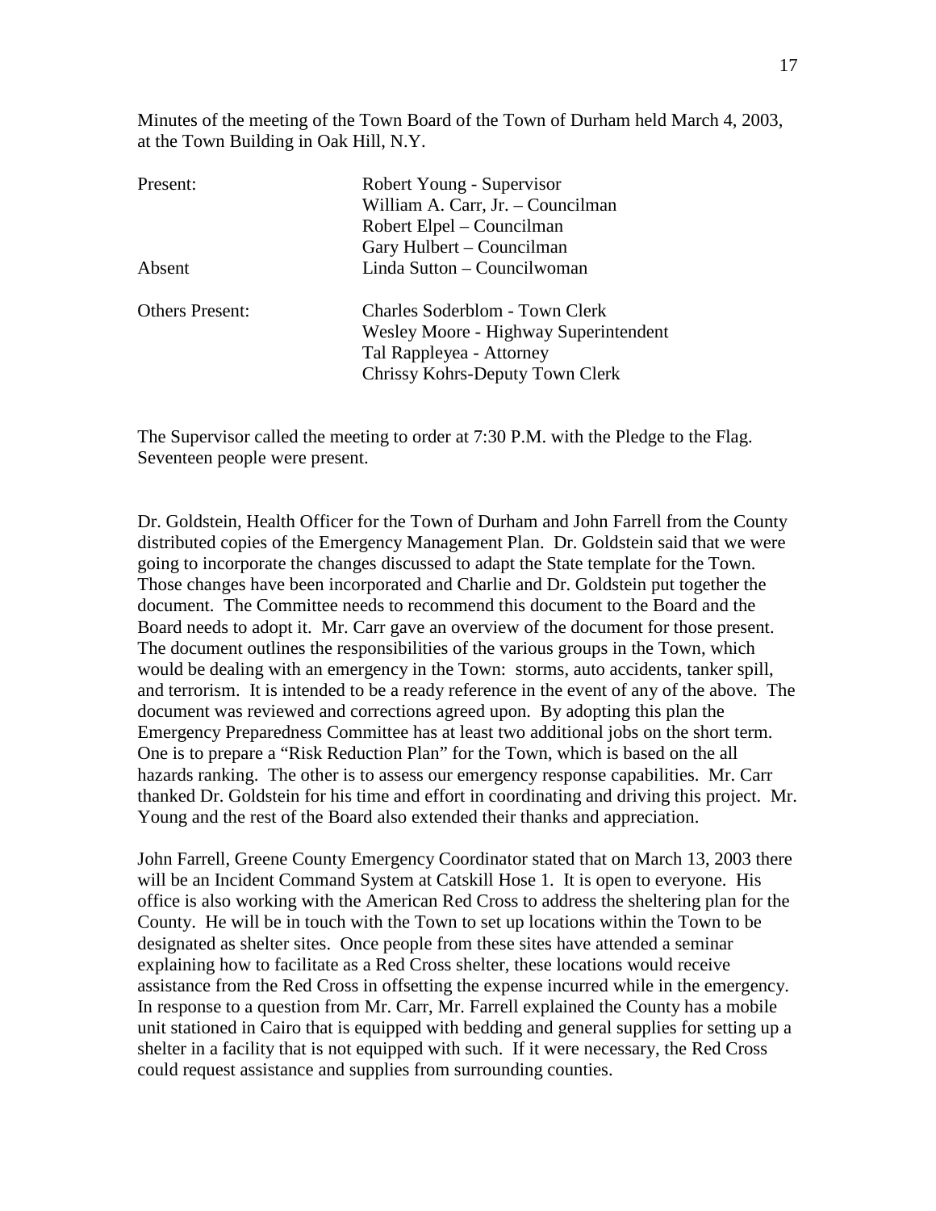Minutes of the meeting of the Town Board of the Town of Durham held March 4, 2003, at the Town Building in Oak Hill, N.Y.

| | |
|---|---|
| Present: | Robert Young - Supervisor |
| | William A. Carr, Jr. – Councilman |
| | Robert Elpel – Councilman |
| | Gary Hulbert – Councilman |
| Absent | Linda Sutton – Councilwoman |
| Others Present: | Charles Soderblom - Town Clerk |
| | Wesley Moore - Highway Superintendent |
| | Tal Rappleyea - Attorney |
| | Chrissy Kohrs-Deputy Town Clerk |

The Supervisor called the meeting to order at 7:30 P.M. with the Pledge to the Flag. Seventeen people were present.

Dr. Goldstein, Health Officer for the Town of Durham and John Farrell from the County distributed copies of the Emergency Management Plan. Dr. Goldstein said that we were going to incorporate the changes discussed to adapt the State template for the Town. Those changes have been incorporated and Charlie and Dr. Goldstein put together the document. The Committee needs to recommend this document to the Board and the Board needs to adopt it. Mr. Carr gave an overview of the document for those present. The document outlines the responsibilities of the various groups in the Town, which would be dealing with an emergency in the Town: storms, auto accidents, tanker spill, and terrorism. It is intended to be a ready reference in the event of any of the above. The document was reviewed and corrections agreed upon. By adopting this plan the Emergency Preparedness Committee has at least two additional jobs on the short term. One is to prepare a "Risk Reduction Plan" for the Town, which is based on the all hazards ranking. The other is to assess our emergency response capabilities. Mr. Carr thanked Dr. Goldstein for his time and effort in coordinating and driving this project. Mr. Young and the rest of the Board also extended their thanks and appreciation.

John Farrell, Greene County Emergency Coordinator stated that on March 13, 2003 there will be an Incident Command System at Catskill Hose 1. It is open to everyone. His office is also working with the American Red Cross to address the sheltering plan for the County. He will be in touch with the Town to set up locations within the Town to be designated as shelter sites. Once people from these sites have attended a seminar explaining how to facilitate as a Red Cross shelter, these locations would receive assistance from the Red Cross in offsetting the expense incurred while in the emergency. In response to a question from Mr. Carr, Mr. Farrell explained the County has a mobile unit stationed in Cairo that is equipped with bedding and general supplies for setting up a shelter in a facility that is not equipped with such. If it were necessary, the Red Cross could request assistance and supplies from surrounding counties.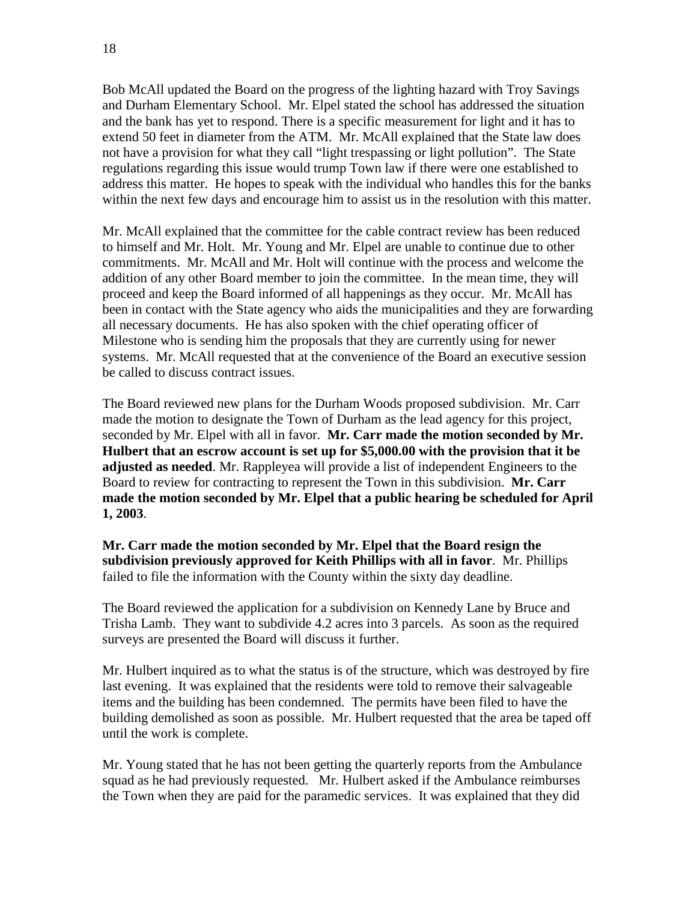Bob McAll updated the Board on the progress of the lighting hazard with Troy Savings and Durham Elementary School. Mr. Elpel stated the school has addressed the situation and the bank has yet to respond. There is a specific measurement for light and it has to extend 50 feet in diameter from the ATM. Mr. McAll explained that the State law does not have a provision for what they call "light trespassing or light pollution". The State regulations regarding this issue would trump Town law if there were one established to address this matter. He hopes to speak with the individual who handles this for the banks within the next few days and encourage him to assist us in the resolution with this matter.

Mr. McAll explained that the committee for the cable contract review has been reduced to himself and Mr. Holt. Mr. Young and Mr. Elpel are unable to continue due to other commitments. Mr. McAll and Mr. Holt will continue with the process and welcome the addition of any other Board member to join the committee. In the mean time, they will proceed and keep the Board informed of all happenings as they occur. Mr. McAll has been in contact with the State agency who aids the municipalities and they are forwarding all necessary documents. He has also spoken with the chief operating officer of Milestone who is sending him the proposals that they are currently using for newer systems. Mr. McAll requested that at the convenience of the Board an executive session be called to discuss contract issues.

The Board reviewed new plans for the Durham Woods proposed subdivision. Mr. Carr made the motion to designate the Town of Durham as the lead agency for this project, seconded by Mr. Elpel with all in favor. **Mr. Carr made the motion seconded by Mr. Hulbert that an escrow account is set up for $5,000.00 with the provision that it be adjusted as needed**. Mr. Rappleyea will provide a list of independent Engineers to the Board to review for contracting to represent the Town in this subdivision. **Mr. Carr made the motion seconded by Mr. Elpel that a public hearing be scheduled for April 1, 2003**.

**Mr. Carr made the motion seconded by Mr. Elpel that the Board resign the subdivision previously approved for Keith Phillips with all in favor**. Mr. Phillips failed to file the information with the County within the sixty day deadline.

The Board reviewed the application for a subdivision on Kennedy Lane by Bruce and Trisha Lamb. They want to subdivide 4.2 acres into 3 parcels. As soon as the required surveys are presented the Board will discuss it further.

Mr. Hulbert inquired as to what the status is of the structure, which was destroyed by fire last evening. It was explained that the residents were told to remove their salvageable items and the building has been condemned. The permits have been filed to have the building demolished as soon as possible. Mr. Hulbert requested that the area be taped off until the work is complete.

Mr. Young stated that he has not been getting the quarterly reports from the Ambulance squad as he had previously requested. Mr. Hulbert asked if the Ambulance reimburses the Town when they are paid for the paramedic services. It was explained that they did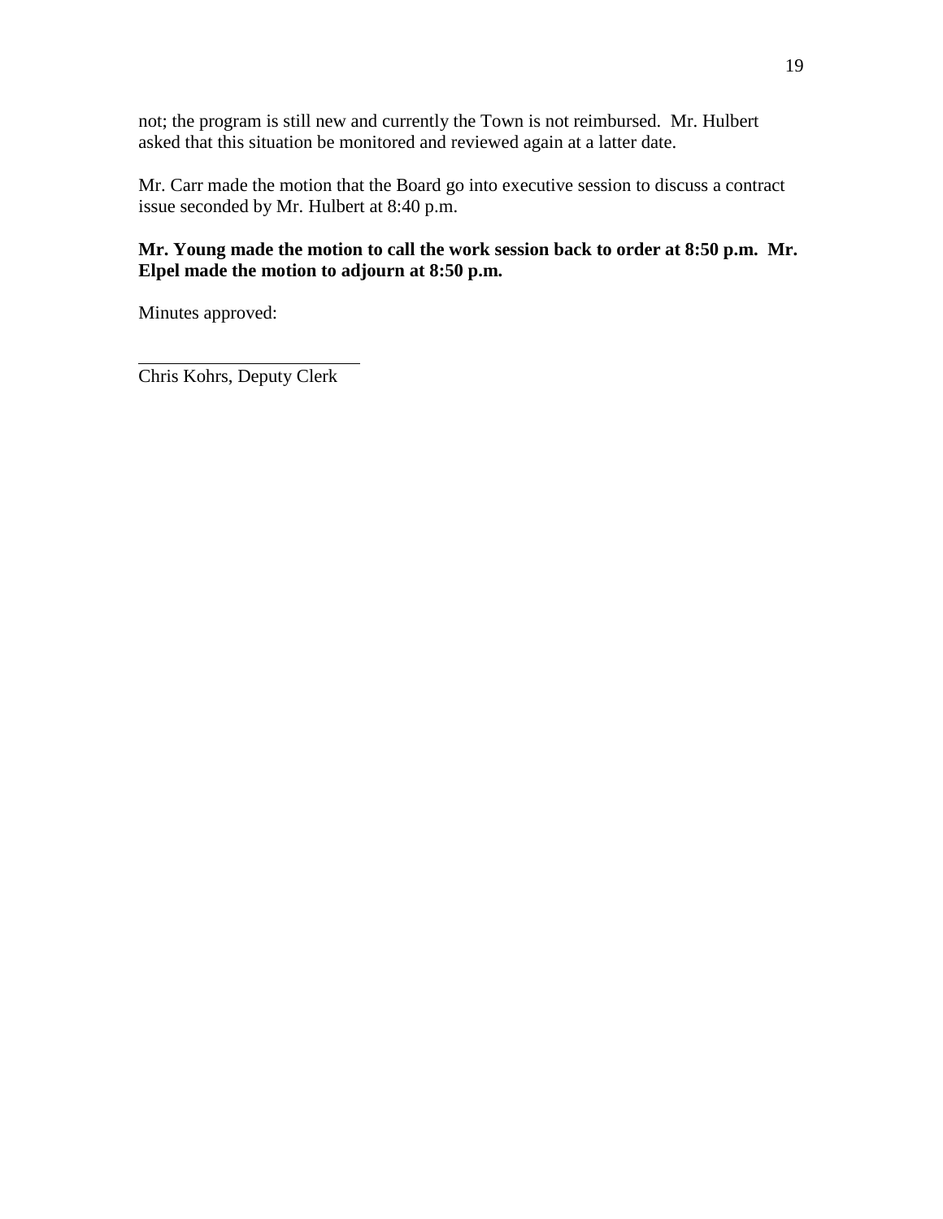not; the program is still new and currently the Town is not reimbursed. Mr. Hulbert asked that this situation be monitored and reviewed again at a latter date.

Mr. Carr made the motion that the Board go into executive session to discuss a contract issue seconded by Mr. Hulbert at 8:40 p.m.

**Mr. Young made the motion to call the work session back to order at 8:50 p.m. Mr. Elpel made the motion to adjourn at 8:50 p.m.**

Minutes approved:

\_\_\_\_\_\_\_\_\_\_\_\_\_\_\_\_\_\_\_\_\_\_\_\_\_\_

Chris Kohrs, Deputy Clerk